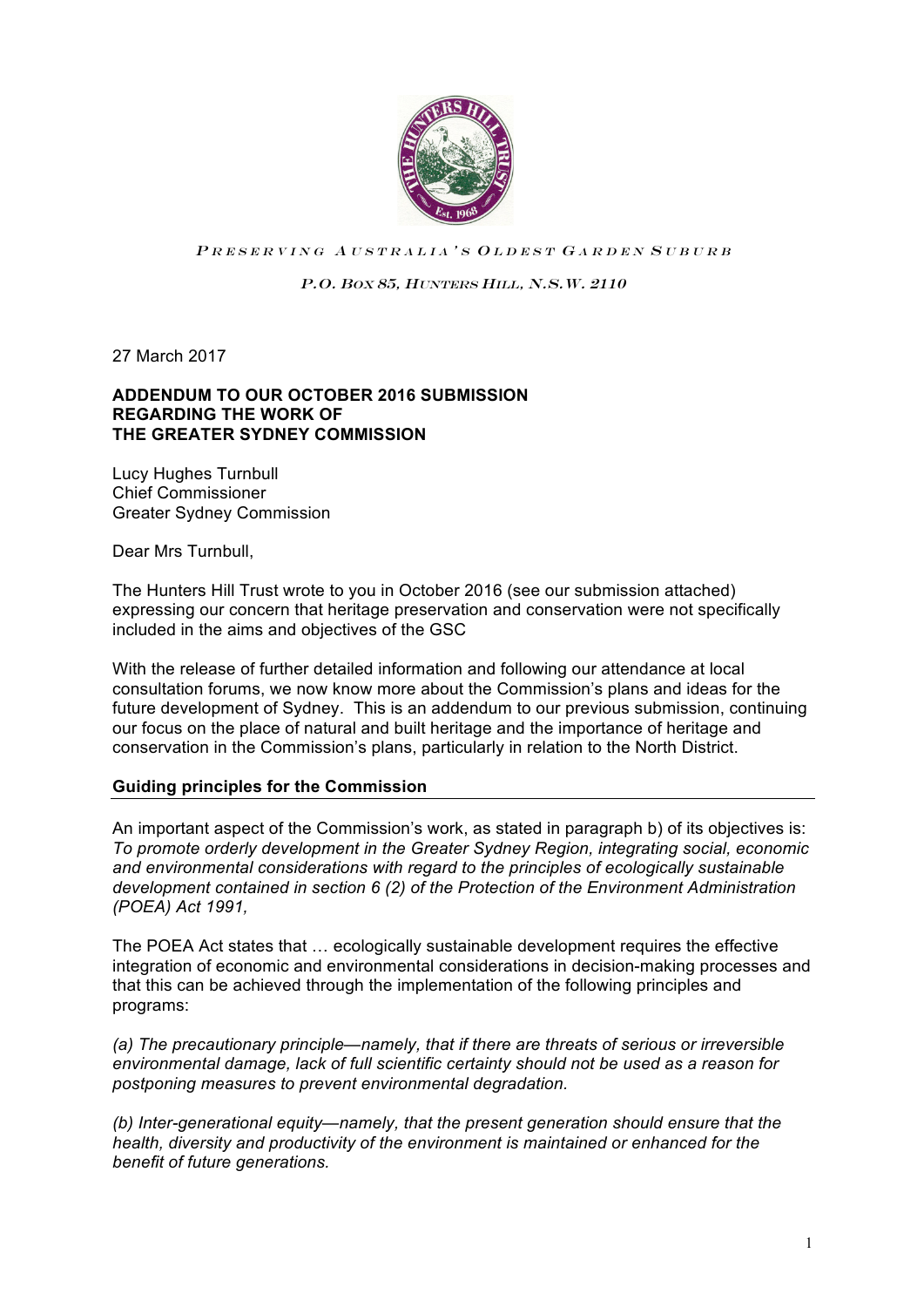PRESERVING AUSTRALIA'S OLDEST GARDEN SUBURB

*P.O. BOX 85, HUNTERS HILL, N.S.W. 2110*

27 March 2017

**ADDENDUM TO OUR OCTOBER 2016 SUBMISSION**
**REGARDING THE WORK OF**
**THE GREATER SYDNEY COMMISSION**

Lucy Hughes Turnbull
Chief Commissioner
Greater Sydney Commission

Dear Mrs Turnbull,

The Hunters Hill Trust wrote to you in October 2016 (see our submission attached) expressing our concern that heritage preservation and conservation were not specifically included in the aims and objectives of the GSC

With the release of further detailed information and following our attendance at local consultation forums, we now know more about the Commission's plans and ideas for the future development of Sydney. This is an addendum to our previous submission, continuing our focus on the place of natural and built heritage and the importance of heritage and conservation in the Commission's plans, particularly in relation to the North District.

## Guiding principles for the Commission

An important aspect of the Commission's work, as stated in paragraph b) of its objectives is: *To promote orderly development in the Greater Sydney Region, integrating social, economic and environmental considerations with regard to the principles of ecologically sustainable development contained in section 6 (2) of the Protection of the Environment Administration (POEA) Act 1991,*

The POEA Act states that … ecologically sustainable development requires the effective integration of economic and environmental considerations in decision-making processes and that this can be achieved through the implementation of the following principles and programs:

*(a) The precautionary principle—namely, that if there are threats of serious or irreversible environmental damage, lack of full scientific certainty should not be used as a reason for postponing measures to prevent environmental degradation.*

*(b) Inter-generational equity—namely, that the present generation should ensure that the health, diversity and productivity of the environment is maintained or enhanced for the benefit of future generations.*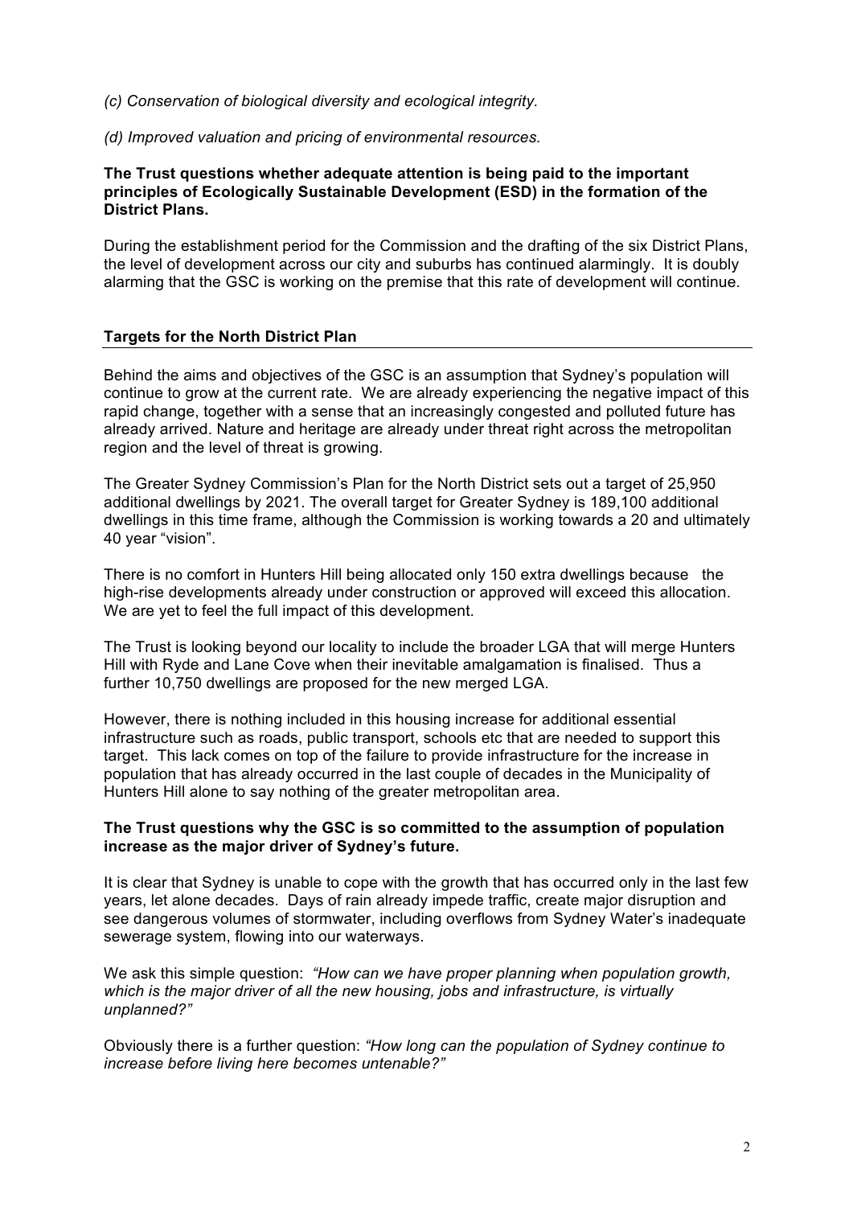*(c) Conservation of biological diversity and ecological integrity.*

*(d) Improved valuation and pricing of environmental resources.*

**The Trust questions whether adequate attention is being paid to the important principles of Ecologically Sustainable Development (ESD) in the formation of the District Plans.**

During the establishment period for the Commission and the drafting of the six District Plans, the level of development across our city and suburbs has continued alarmingly. It is doubly alarming that the GSC is working on the premise that this rate of development will continue.

## Targets for the North District Plan

Behind the aims and objectives of the GSC is an assumption that Sydney's population will continue to grow at the current rate. We are already experiencing the negative impact of this rapid change, together with a sense that an increasingly congested and polluted future has already arrived. Nature and heritage are already under threat right across the metropolitan region and the level of threat is growing.

The Greater Sydney Commission's Plan for the North District sets out a target of 25,950 additional dwellings by 2021. The overall target for Greater Sydney is 189,100 additional dwellings in this time frame, although the Commission is working towards a 20 and ultimately 40 year "vision".

There is no comfort in Hunters Hill being allocated only 150 extra dwellings because the high-rise developments already under construction or approved will exceed this allocation. We are yet to feel the full impact of this development.

The Trust is looking beyond our locality to include the broader LGA that will merge Hunters Hill with Ryde and Lane Cove when their inevitable amalgamation is finalised. Thus a further 10,750 dwellings are proposed for the new merged LGA.

However, there is nothing included in this housing increase for additional essential infrastructure such as roads, public transport, schools etc that are needed to support this target. This lack comes on top of the failure to provide infrastructure for the increase in population that has already occurred in the last couple of decades in the Municipality of Hunters Hill alone to say nothing of the greater metropolitan area.

**The Trust questions why the GSC is so committed to the assumption of population increase as the major driver of Sydney's future.**

It is clear that Sydney is unable to cope with the growth that has occurred only in the last few years, let alone decades. Days of rain already impede traffic, create major disruption and see dangerous volumes of stormwater, including overflows from Sydney Water's inadequate sewerage system, flowing into our waterways.

We ask this simple question: *"How can we have proper planning when population growth, which is the major driver of all the new housing, jobs and infrastructure, is virtually unplanned?"*

Obviously there is a further question: *"How long can the population of Sydney continue to increase before living here becomes untenable?"*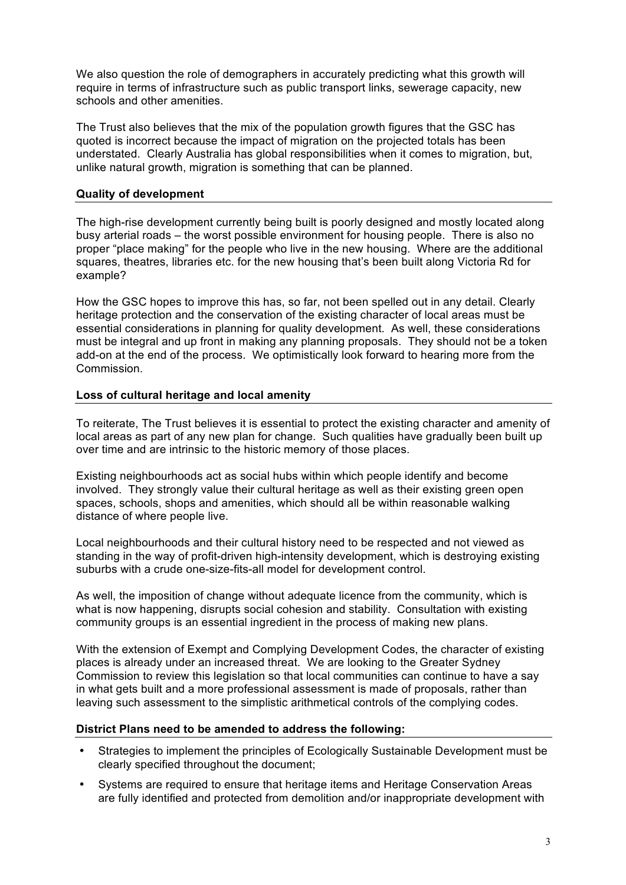We also question the role of demographers in accurately predicting what this growth will require in terms of infrastructure such as public transport links, sewerage capacity, new schools and other amenities.

The Trust also believes that the mix of the population growth figures that the GSC has quoted is incorrect because the impact of migration on the projected totals has been understated. Clearly Australia has global responsibilities when it comes to migration, but, unlike natural growth, migration is something that can be planned.

**Quality of development**

The high-rise development currently being built is poorly designed and mostly located along busy arterial roads – the worst possible environment for housing people. There is also no proper "place making" for the people who live in the new housing. Where are the additional squares, theatres, libraries etc. for the new housing that's been built along Victoria Rd for example?

How the GSC hopes to improve this has, so far, not been spelled out in any detail. Clearly heritage protection and the conservation of the existing character of local areas must be essential considerations in planning for quality development. As well, these considerations must be integral and up front in making any planning proposals. They should not be a token add-on at the end of the process. We optimistically look forward to hearing more from the Commission.

**Loss of cultural heritage and local amenity**

To reiterate, The Trust believes it is essential to protect the existing character and amenity of local areas as part of any new plan for change. Such qualities have gradually been built up over time and are intrinsic to the historic memory of those places.

Existing neighbourhoods act as social hubs within which people identify and become involved. They strongly value their cultural heritage as well as their existing green open spaces, schools, shops and amenities, which should all be within reasonable walking distance of where people live.

Local neighbourhoods and their cultural history need to be respected and not viewed as standing in the way of profit-driven high-intensity development, which is destroying existing suburbs with a crude one-size-fits-all model for development control.

As well, the imposition of change without adequate licence from the community, which is what is now happening, disrupts social cohesion and stability. Consultation with existing community groups is an essential ingredient in the process of making new plans.

With the extension of Exempt and Complying Development Codes, the character of existing places is already under an increased threat. We are looking to the Greater Sydney Commission to review this legislation so that local communities can continue to have a say in what gets built and a more professional assessment is made of proposals, rather than leaving such assessment to the simplistic arithmetical controls of the complying codes.

**District Plans need to be amended to address the following:**

- Strategies to implement the principles of Ecologically Sustainable Development must be clearly specified throughout the document;
- Systems are required to ensure that heritage items and Heritage Conservation Areas are fully identified and protected from demolition and/or inappropriate development with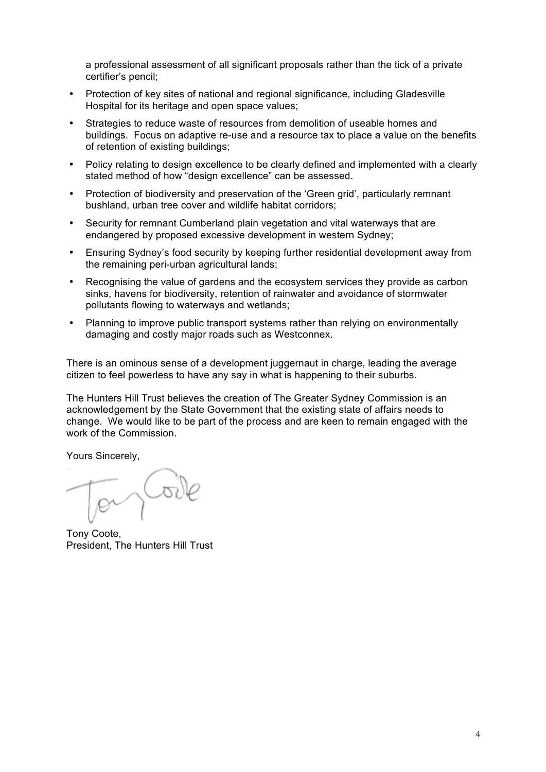a professional assessment of all significant proposals rather than the tick of a private certifier's pencil;

- Protection of key sites of national and regional significance, including Gladesville Hospital for its heritage and open space values;
- Strategies to reduce waste of resources from demolition of useable homes and buildings. Focus on adaptive re-use and a resource tax to place a value on the benefits of retention of existing buildings;
- Policy relating to design excellence to be clearly defined and implemented with a clearly stated method of how "design excellence" can be assessed.
- Protection of biodiversity and preservation of the 'Green grid', particularly remnant bushland, urban tree cover and wildlife habitat corridors;
- Security for remnant Cumberland plain vegetation and vital waterways that are endangered by proposed excessive development in western Sydney;
- Ensuring Sydney's food security by keeping further residential development away from the remaining peri-urban agricultural lands;
- Recognising the value of gardens and the ecosystem services they provide as carbon sinks, havens for biodiversity, retention of rainwater and avoidance of stormwater pollutants flowing to waterways and wetlands;
- Planning to improve public transport systems rather than relying on environmentally damaging and costly major roads such as Westconnex.

There is an ominous sense of a development juggernaut in charge, leading the average citizen to feel powerless to have any say in what is happening to their suburbs.

The Hunters Hill Trust believes the creation of The Greater Sydney Commission is an acknowledgement by the State Government that the existing state of affairs needs to change. We would like to be part of the process and are keen to remain engaged with the work of the Commission.

Yours Sincerely,

Tony Coote,
President, The Hunters Hill Trust